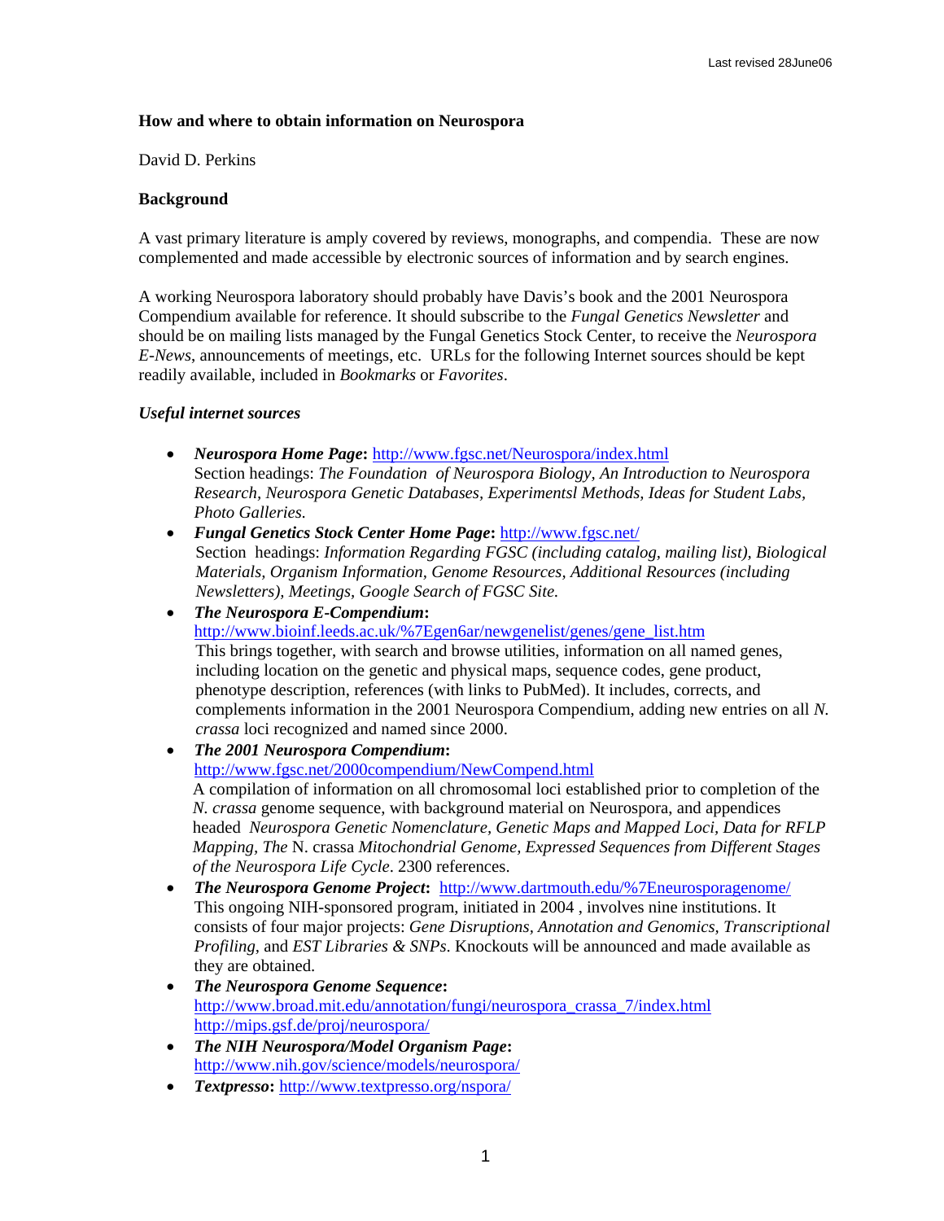# How and where to obtain information on Neurospora

David D. Perkins

## Background

A vast primary literature is amply covered by reviews, monographs, and compendia. These are now complemented and made accessible by electronic sources of information and by search engines.

A working Neurospora laboratory should probably have Davis's book and the 2001 Neurospora Compendium available for reference. It should subscribe to the *Fungal Genetics Newsletter* and should be on mailing lists managed by the Fungal Genetics Stock Center, to receive the *Neurospora E-News*, announcements of meetings, etc. URLs for the following Internet sources should be kept readily available, included in *Bookmarks* or *Favorites*.

### *Useful internet sources*

- ***Neurospora Home Page*:** http://www.fgsc.net/Neurospora/index.html
  Section headings: *The Foundation of Neurospora Biology, An Introduction to Neurospora Research, Neurospora Genetic Databases, Experimentsl Methods, Ideas for Student Labs, Photo Galleries.*
- ***Fungal Genetics Stock Center Home Page*:** http://www.fgsc.net/
  Section headings: *Information Regarding FGSC (including catalog, mailing list), Biological Materials, Organism Information, Genome Resources, Additional Resources (including Newsletters), Meetings, Google Search of FGSC Site.*
- ***The Neurospora E-Compendium*:**
  http://www.bioinf.leeds.ac.uk/%7Egen6ar/newgenelist/genes/gene_list.htm
  This brings together, with search and browse utilities, information on all named genes, including location on the genetic and physical maps, sequence codes, gene product, phenotype description, references (with links to PubMed). It includes, corrects, and complements information in the 2001 Neurospora Compendium, adding new entries on all *N. crassa* loci recognized and named since 2000.
- ***The 2001 Neurospora Compendium*:**
  http://www.fgsc.net/2000compendium/NewCompend.html
  A compilation of information on all chromosomal loci established prior to completion of the *N. crassa* genome sequence, with background material on Neurospora, and appendices headed *Neurospora Genetic Nomenclature, Genetic Maps and Mapped Loci, Data for RFLP Mapping, The* N. crassa *Mitochondrial Genome, Expressed Sequences from Different Stages of the Neurospora Life Cycle*. 2300 references.
- ***The Neurospora Genome Project*:** http://www.dartmouth.edu/%7Eneurosporagenome/
  This ongoing NIH-sponsored program, initiated in 2004 , involves nine institutions. It consists of four major projects: *Gene Disruptions, Annotation and Genomics, Transcriptional Profiling,* and *EST Libraries & SNPs.* Knockouts will be announced and made available as they are obtained.
- ***The Neurospora Genome Sequence*:**
  http://www.broad.mit.edu/annotation/fungi/neurospora_crassa_7/index.html
  http://mips.gsf.de/proj/neurospora/
- ***The NIH Neurospora/Model Organism Page*:**
  http://www.nih.gov/science/models/neurospora/
- ***Textpresso*:** http://www.textpresso.org/nspora/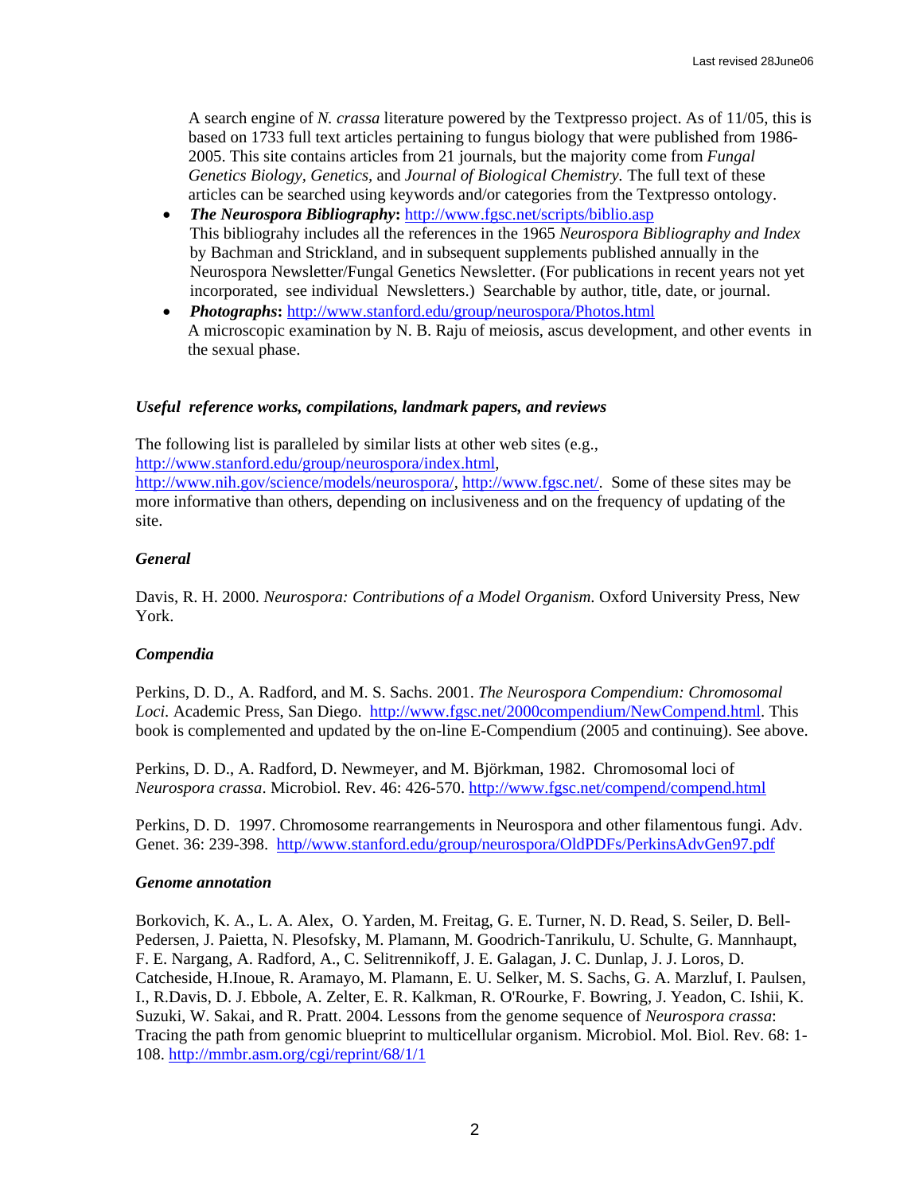A search engine of *N. crassa* literature powered by the Textpresso project. As of 11/05, this is based on 1733 full text articles pertaining to fungus biology that were published from 1986-2005. This site contains articles from 21 journals, but the majority come from *Fungal Genetics Biology*, *Genetics*, and *Journal of Biological Chemistry.* The full text of these articles can be searched using keywords and/or categories from the Textpresso ontology.

- ***The Neurospora Bibliography*:** http://www.fgsc.net/scripts/biblio.asp
  This bibliograhy includes all the references in the 1965 *Neurospora Bibliography and Index* by Bachman and Strickland, and in subsequent supplements published annually in the Neurospora Newsletter/Fungal Genetics Newsletter. (For publications in recent years not yet incorporated, see individual Newsletters.) Searchable by author, title, date, or journal.
- ***Photographs*:** http://www.stanford.edu/group/neurospora/Photos.html
  A microscopic examination by N. B. Raju of meiosis, ascus development, and other events in the sexual phase.

### *Useful reference works, compilations, landmark papers, and reviews*

The following list is paralleled by similar lists at other web sites (e.g., http://www.stanford.edu/group/neurospora/index.html, http://www.nih.gov/science/models/neurospora/, http://www.fgsc.net/. Some of these sites may be more informative than others, depending on inclusiveness and on the frequency of updating of the site.

#### *General*

Davis, R. H. 2000. *Neurospora: Contributions of a Model Organism.* Oxford University Press, New York.

#### *Compendia*

Perkins, D. D., A. Radford, and M. S. Sachs. 2001. *The Neurospora Compendium: Chromosomal Loci.* Academic Press, San Diego. http://www.fgsc.net/2000compendium/NewCompend.html. This book is complemented and updated by the on-line E-Compendium (2005 and continuing). See above.

Perkins, D. D., A. Radford, D. Newmeyer, and M. Björkman, 1982. Chromosomal loci of *Neurospora crassa*. Microbiol. Rev. 46: 426-570. http://www.fgsc.net/compend/compend.html

Perkins, D. D. 1997. Chromosome rearrangements in Neurospora and other filamentous fungi. Adv. Genet. 36: 239-398. http//www.stanford.edu/group/neurospora/OldPDFs/PerkinsAdvGen97.pdf

#### *Genome annotation*

Borkovich, K. A., L. A. Alex, O. Yarden, M. Freitag, G. E. Turner, N. D. Read, S. Seiler, D. Bell-Pedersen, J. Paietta, N. Plesofsky, M. Plamann, M. Goodrich-Tanrikulu, U. Schulte, G. Mannhaupt, F. E. Nargang, A. Radford, A., C. Selitrennikoff, J. E. Galagan, J. C. Dunlap, J. J. Loros, D. Catcheside, H.Inoue, R. Aramayo, M. Plamann, E. U. Selker, M. S. Sachs, G. A. Marzluf, I. Paulsen, I., R.Davis, D. J. Ebbole, A. Zelter, E. R. Kalkman, R. O'Rourke, F. Bowring, J. Yeadon, C. Ishii, K. Suzuki, W. Sakai, and R. Pratt. 2004. Lessons from the genome sequence of *Neurospora crassa*: Tracing the path from genomic blueprint to multicellular organism. Microbiol. Mol. Biol. Rev. 68: 1-108. http://mmbr.asm.org/cgi/reprint/68/1/1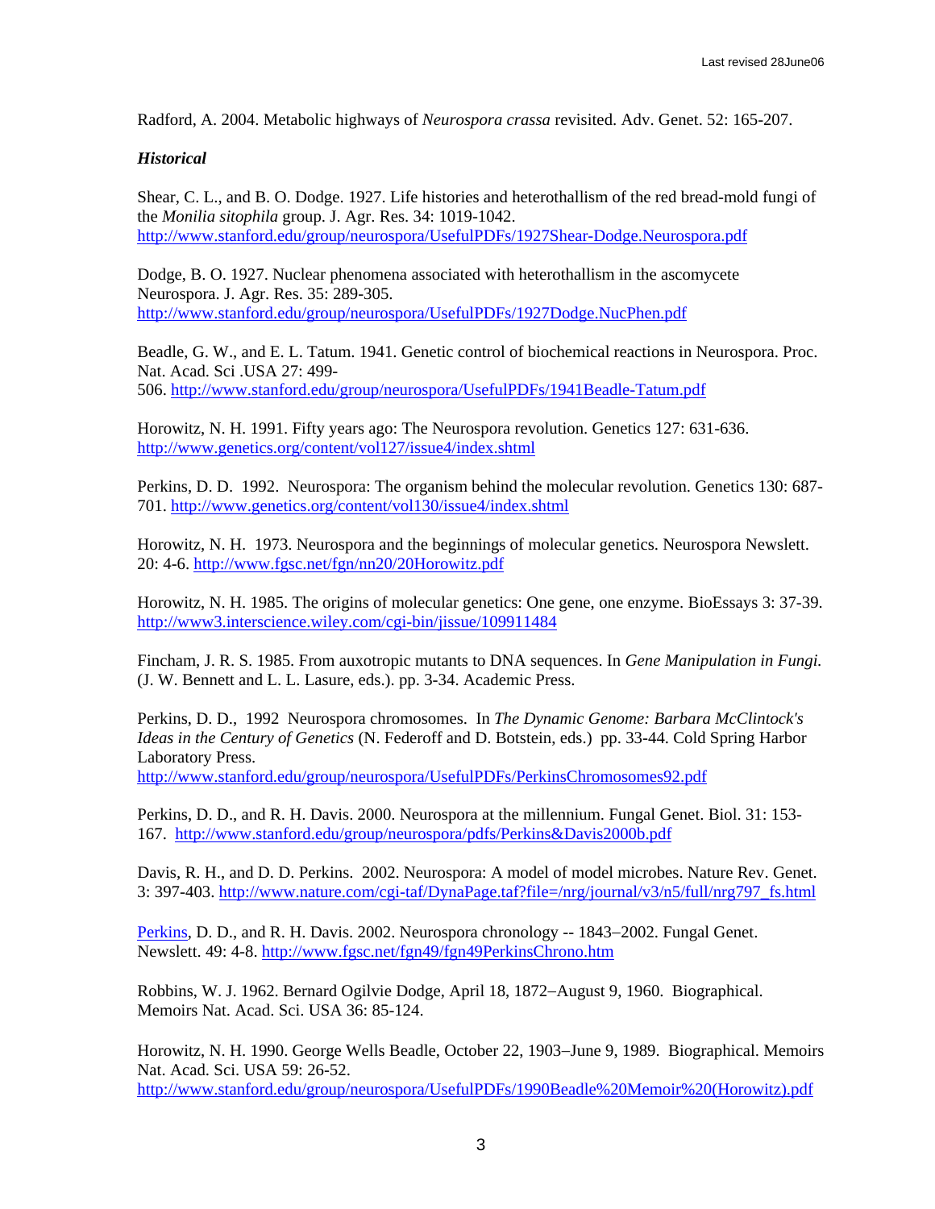Radford, A. 2004. Metabolic highways of *Neurospora crassa* revisited. Adv. Genet. 52: 165-207.

***Historical***

Shear, C. L., and B. O. Dodge. 1927. Life histories and heterothallism of the red bread-mold fungi of the *Monilia sitophila* group. J. Agr. Res. 34: 1019-1042. http://www.stanford.edu/group/neurospora/UsefulPDFs/1927Shear-Dodge.Neurospora.pdf

Dodge, B. O. 1927. Nuclear phenomena associated with heterothallism in the ascomycete Neurospora. J. Agr. Res. 35: 289-305. http://www.stanford.edu/group/neurospora/UsefulPDFs/1927Dodge.NucPhen.pdf

Beadle, G. W., and E. L. Tatum. 1941. Genetic control of biochemical reactions in Neurospora. Proc. Nat. Acad. Sci .USA 27: 499-506. http://www.stanford.edu/group/neurospora/UsefulPDFs/1941Beadle-Tatum.pdf

Horowitz, N. H. 1991. Fifty years ago: The Neurospora revolution. Genetics 127: 631-636. http://www.genetics.org/content/vol127/issue4/index.shtml

Perkins, D. D. 1992. Neurospora: The organism behind the molecular revolution. Genetics 130: 687-701. http://www.genetics.org/content/vol130/issue4/index.shtml

Horowitz, N. H. 1973. Neurospora and the beginnings of molecular genetics. Neurospora Newslett. 20: 4-6. http://www.fgsc.net/fgn/nn20/20Horowitz.pdf

Horowitz, N. H. 1985. The origins of molecular genetics: One gene, one enzyme. BioEssays 3: 37-39. http://www3.interscience.wiley.com/cgi-bin/jissue/109911484

Fincham, J. R. S. 1985. From auxotropic mutants to DNA sequences. In *Gene Manipulation in Fungi.* (J. W. Bennett and L. L. Lasure, eds.). pp. 3-34. Academic Press.

Perkins, D. D., 1992 Neurospora chromosomes. In *The Dynamic Genome: Barbara McClintock's Ideas in the Century of Genetics* (N. Federoff and D. Botstein, eds.) pp. 33-44. Cold Spring Harbor Laboratory Press. http://www.stanford.edu/group/neurospora/UsefulPDFs/PerkinsChromosomes92.pdf

Perkins, D. D., and R. H. Davis. 2000. Neurospora at the millennium. Fungal Genet. Biol. 31: 153-167. http://www.stanford.edu/group/neurospora/pdfs/Perkins&Davis2000b.pdf

Davis, R. H., and D. D. Perkins. 2002. Neurospora: A model of model microbes. Nature Rev. Genet. 3: 397-403. http://www.nature.com/cgi-taf/DynaPage.taf?file=/nrg/journal/v3/n5/full/nrg797_fs.html

Perkins, D. D., and R. H. Davis. 2002. Neurospora chronology -- 1843–2002. Fungal Genet. Newslett. 49: 4-8. http://www.fgsc.net/fgn49/fgn49PerkinsChrono.htm

Robbins, W. J. 1962. Bernard Ogilvie Dodge, April 18, 1872–August 9, 1960. Biographical. Memoirs Nat. Acad. Sci. USA 36: 85-124.

Horowitz, N. H. 1990. George Wells Beadle, October 22, 1903–June 9, 1989. Biographical. Memoirs Nat. Acad. Sci. USA 59: 26-52. http://www.stanford.edu/group/neurospora/UsefulPDFs/1990Beadle%20Memoir%20(Horowitz).pdf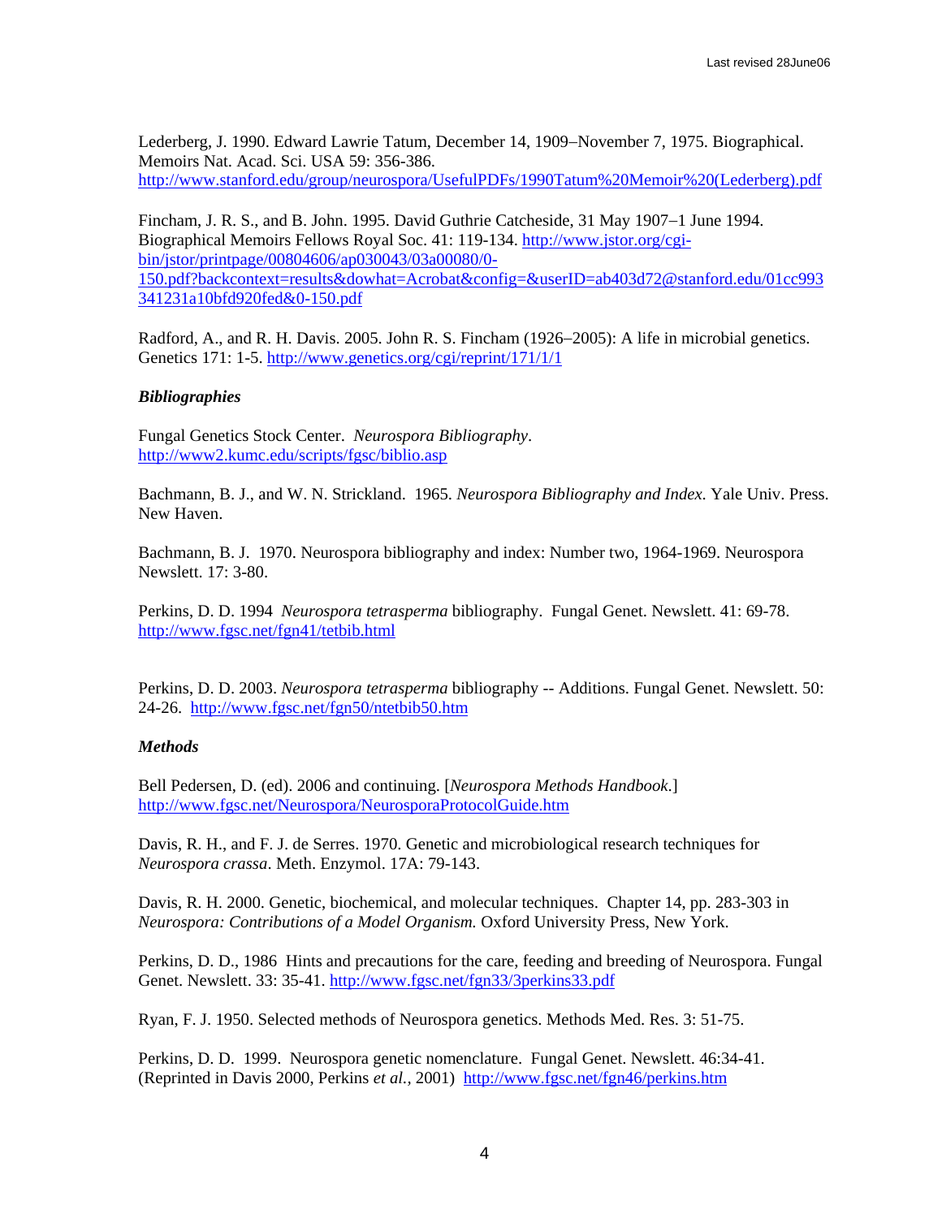Lederberg, J. 1990. Edward Lawrie Tatum, December 14, 1909–November 7, 1975. Biographical. Memoirs Nat. Acad. Sci. USA 59: 356-386. http://www.stanford.edu/group/neurospora/UsefulPDFs/1990Tatum%20Memoir%20(Lederberg).pdf

Fincham, J. R. S., and B. John. 1995. David Guthrie Catcheside, 31 May 1907–1 June 1994. Biographical Memoirs Fellows Royal Soc. 41: 119-134. http://www.jstor.org/cgi-bin/jstor/printpage/00804606/ap030043/03a00080/0-150.pdf?backcontext=results&dowhat=Acrobat&config=&userID=ab403d72@stanford.edu/01cc993341231a10bfd920fed&0-150.pdf

Radford, A., and R. H. Davis. 2005. John R. S. Fincham (1926–2005): A life in microbial genetics. Genetics 171: 1-5. http://www.genetics.org/cgi/reprint/171/1/1

### *Bibliographies*

Fungal Genetics Stock Center. *Neurospora Bibliography*. http://www2.kumc.edu/scripts/fgsc/biblio.asp

Bachmann, B. J., and W. N. Strickland. 1965. *Neurospora Bibliography and Index.* Yale Univ. Press. New Haven.

Bachmann, B. J. 1970. Neurospora bibliography and index: Number two, 1964-1969. Neurospora Newslett. 17: 3-80.

Perkins, D. D. 1994 *Neurospora tetrasperma* bibliography. Fungal Genet. Newslett. 41: 69-78. http://www.fgsc.net/fgn41/tetbib.html

Perkins, D. D. 2003. *Neurospora tetrasperma* bibliography -- Additions. Fungal Genet. Newslett. 50: 24-26. http://www.fgsc.net/fgn50/ntetbib50.htm

### *Methods*

Bell Pedersen, D. (ed). 2006 and continuing. [*Neurospora Methods Handbook*.] http://www.fgsc.net/Neurospora/NeurosporaProtocolGuide.htm

Davis, R. H., and F. J. de Serres. 1970. Genetic and microbiological research techniques for *Neurospora crassa*. Meth. Enzymol. 17A: 79-143.

Davis, R. H. 2000. Genetic, biochemical, and molecular techniques. Chapter 14, pp. 283-303 in *Neurospora: Contributions of a Model Organism.* Oxford University Press, New York.

Perkins, D. D., 1986 Hints and precautions for the care, feeding and breeding of Neurospora. Fungal Genet. Newslett. 33: 35-41. http://www.fgsc.net/fgn33/3perkins33.pdf

Ryan, F. J. 1950. Selected methods of Neurospora genetics. Methods Med. Res. 3: 51-75.

Perkins, D. D. 1999. Neurospora genetic nomenclature. Fungal Genet. Newslett. 46:34-41. (Reprinted in Davis 2000, Perkins *et al.,* 2001) http://www.fgsc.net/fgn46/perkins.htm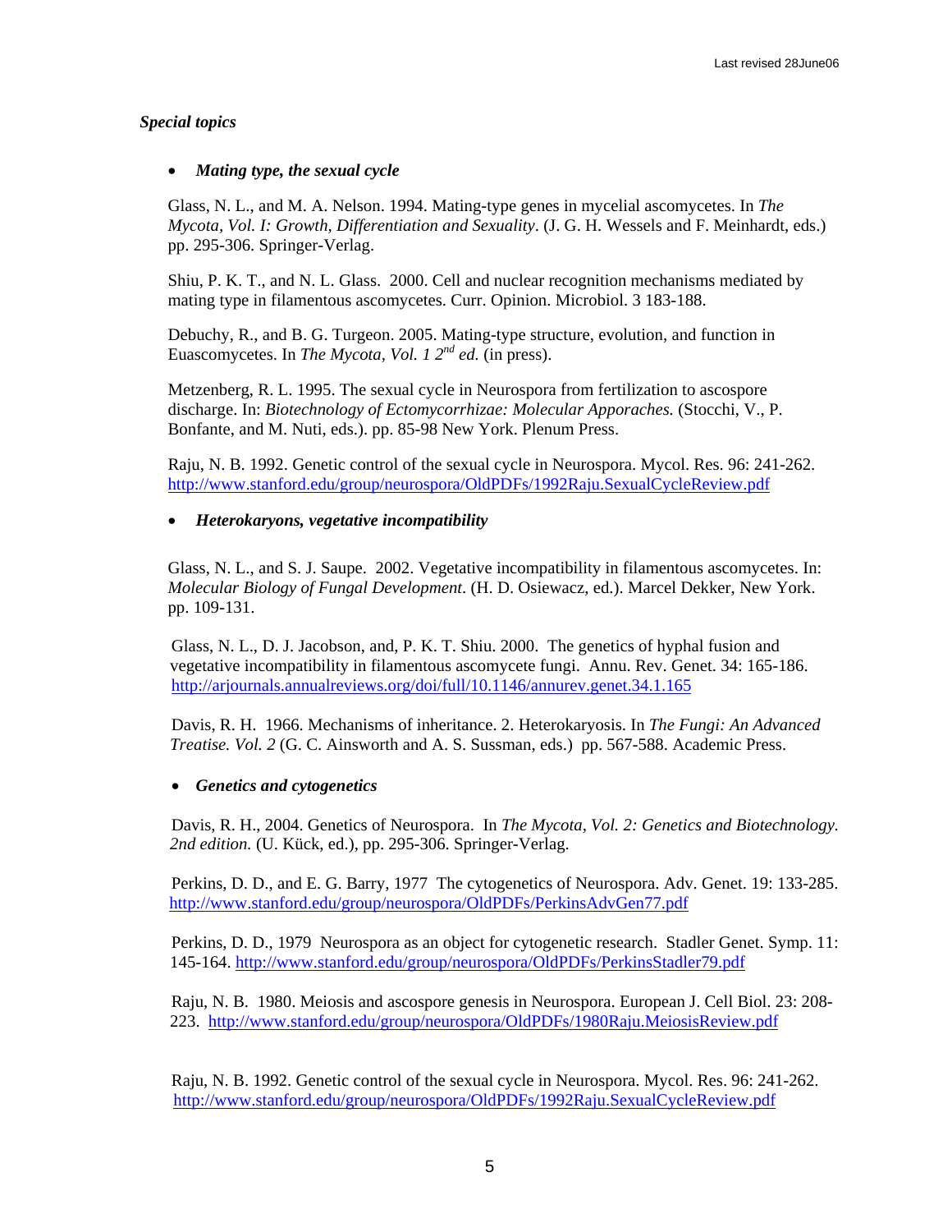### *Special topics*

- ***Mating type, the sexual cycle***

Glass, N. L., and M. A. Nelson. 1994. Mating-type genes in mycelial ascomycetes. In *The Mycota, Vol. I: Growth, Differentiation and Sexuality*. (J. G. H. Wessels and F. Meinhardt, eds.) pp. 295-306. Springer-Verlag.

Shiu, P. K. T., and N. L. Glass. 2000. Cell and nuclear recognition mechanisms mediated by mating type in filamentous ascomycetes. Curr. Opinion. Microbiol. 3 183-188.

Debuchy, R., and B. G. Turgeon. 2005. Mating-type structure, evolution, and function in Euascomycetes. In *The Mycota, Vol. 1 2nd ed.* (in press).

Metzenberg, R. L. 1995. The sexual cycle in Neurospora from fertilization to ascospore discharge. In: *Biotechnology of Ectomycorrhizae: Molecular Apporaches.* (Stocchi, V., P. Bonfante, and M. Nuti, eds.). pp. 85-98 New York. Plenum Press.

Raju, N. B. 1992. Genetic control of the sexual cycle in Neurospora. Mycol. Res. 96: 241-262. http://www.stanford.edu/group/neurospora/OldPDFs/1992Raju.SexualCycleReview.pdf

- ***Heterokaryons, vegetative incompatibility***

Glass, N. L., and S. J. Saupe. 2002. Vegetative incompatibility in filamentous ascomycetes. In: *Molecular Biology of Fungal Development*. (H. D. Osiewacz, ed.). Marcel Dekker, New York. pp. 109-131.

Glass, N. L., D. J. Jacobson, and, P. K. T. Shiu. 2000. The genetics of hyphal fusion and vegetative incompatibility in filamentous ascomycete fungi. Annu. Rev. Genet. 34: 165-186. http://arjournals.annualreviews.org/doi/full/10.1146/annurev.genet.34.1.165

Davis, R. H. 1966. Mechanisms of inheritance. 2. Heterokaryosis. In *The Fungi: An Advanced Treatise. Vol. 2* (G. C. Ainsworth and A. S. Sussman, eds.) pp. 567-588. Academic Press.

- ***Genetics and cytogenetics***

Davis, R. H., 2004. Genetics of Neurospora. In *The Mycota, Vol. 2: Genetics and Biotechnology. 2nd edition.* (U. Kück, ed.), pp. 295-306. Springer-Verlag.

Perkins, D. D., and E. G. Barry, 1977 The cytogenetics of Neurospora. Adv. Genet. 19: 133-285. http://www.stanford.edu/group/neurospora/OldPDFs/PerkinsAdvGen77.pdf

Perkins, D. D., 1979 Neurospora as an object for cytogenetic research. Stadler Genet. Symp. 11: 145-164. http://www.stanford.edu/group/neurospora/OldPDFs/PerkinsStadler79.pdf

Raju, N. B. 1980. Meiosis and ascospore genesis in Neurospora. European J. Cell Biol. 23: 208-223. http://www.stanford.edu/group/neurospora/OldPDFs/1980Raju.MeiosisReview.pdf

Raju, N. B. 1992. Genetic control of the sexual cycle in Neurospora. Mycol. Res. 96: 241-262. http://www.stanford.edu/group/neurospora/OldPDFs/1992Raju.SexualCycleReview.pdf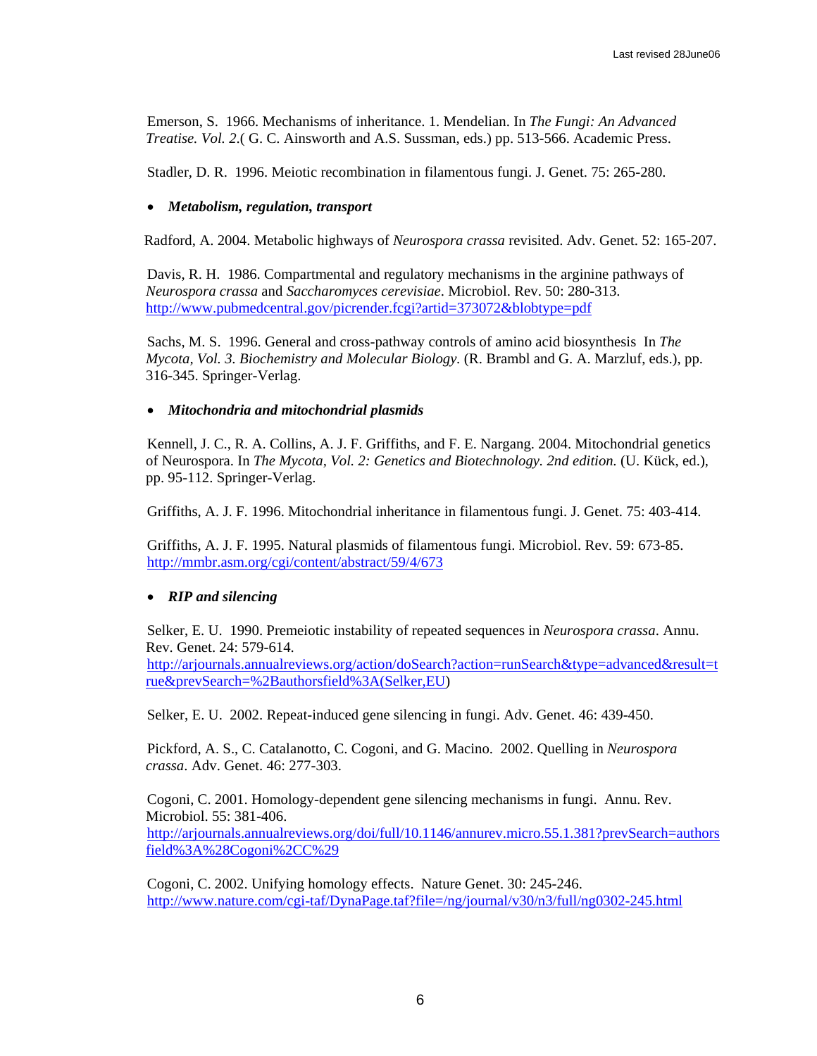Emerson, S. 1966. Mechanisms of inheritance. 1. Mendelian. In *The Fungi: An Advanced Treatise. Vol. 2*.( G. C. Ainsworth and A.S. Sussman, eds.) pp. 513-566. Academic Press.

Stadler, D. R. 1996. Meiotic recombination in filamentous fungi. J. Genet. 75: 265-280.

- ***Metabolism, regulation, transport***

Radford, A. 2004. Metabolic highways of *Neurospora crassa* revisited. Adv. Genet. 52: 165-207.

Davis, R. H. 1986. Compartmental and regulatory mechanisms in the arginine pathways of *Neurospora crassa* and *Saccharomyces cerevisiae*. Microbiol. Rev. 50: 280-313. http://www.pubmedcentral.gov/picrender.fcgi?artid=373072&blobtype=pdf

Sachs, M. S. 1996. General and cross-pathway controls of amino acid biosynthesis In *The Mycota, Vol. 3. Biochemistry and Molecular Biology.* (R. Brambl and G. A. Marzluf, eds.), pp. 316-345. Springer-Verlag.

- ***Mitochondria and mitochondrial plasmids***

Kennell, J. C., R. A. Collins, A. J. F. Griffiths, and F. E. Nargang. 2004. Mitochondrial genetics of Neurospora. In *The Mycota, Vol. 2: Genetics and Biotechnology. 2nd edition.* (U. Kück, ed.), pp. 95-112. Springer-Verlag.

Griffiths, A. J. F. 1996. Mitochondrial inheritance in filamentous fungi. J. Genet. 75: 403-414.

Griffiths, A. J. F. 1995. Natural plasmids of filamentous fungi. Microbiol. Rev. 59: 673-85. http://mmbr.asm.org/cgi/content/abstract/59/4/673

- ***RIP and silencing***

Selker, E. U. 1990. Premeiotic instability of repeated sequences in *Neurospora crassa*. Annu. Rev. Genet. 24: 579-614. http://arjournals.annualreviews.org/action/doSearch?action=runSearch&type=advanced&result=true&prevSearch=%2Bauthorsfield%3A(Selker,EU)

Selker, E. U. 2002. Repeat-induced gene silencing in fungi. Adv. Genet. 46: 439-450.

Pickford, A. S., C. Catalanotto, C. Cogoni, and G. Macino. 2002. Quelling in *Neurospora crassa*. Adv. Genet. 46: 277-303.

Cogoni, C. 2001. Homology-dependent gene silencing mechanisms in fungi. Annu. Rev. Microbiol. 55: 381-406. http://arjournals.annualreviews.org/doi/full/10.1146/annurev.micro.55.1.381?prevSearch=authorsfield%3A%28Cogoni%2CC%29

Cogoni, C. 2002. Unifying homology effects. Nature Genet. 30: 245-246. http://www.nature.com/cgi-taf/DynaPage.taf?file=/ng/journal/v30/n3/full/ng0302-245.html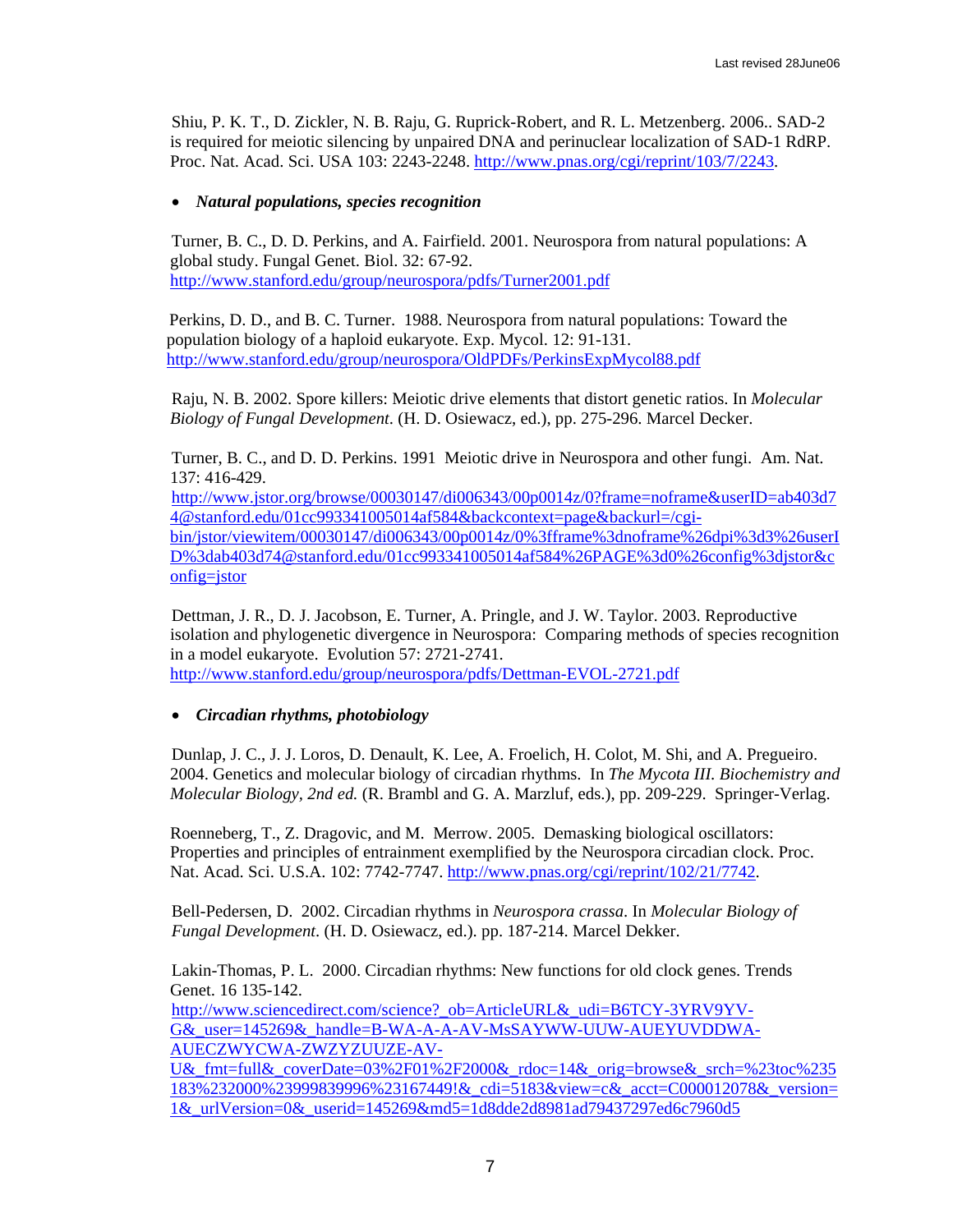Shiu, P. K. T., D. Zickler, N. B. Raju, G. Ruprick-Robert, and R. L. Metzenberg. 2006.. SAD-2 is required for meiotic silencing by unpaired DNA and perinuclear localization of SAD-1 RdRP. Proc. Nat. Acad. Sci. USA 103: 2243-2248. http://www.pnas.org/cgi/reprint/103/7/2243.

- ***Natural populations, species recognition***

Turner, B. C., D. D. Perkins, and A. Fairfield. 2001. Neurospora from natural populations: A global study. Fungal Genet. Biol. 32: 67-92. http://www.stanford.edu/group/neurospora/pdfs/Turner2001.pdf

Perkins, D. D., and B. C. Turner. 1988. Neurospora from natural populations: Toward the population biology of a haploid eukaryote. Exp. Mycol. 12: 91-131. http://www.stanford.edu/group/neurospora/OldPDFs/PerkinsExpMycol88.pdf

Raju, N. B. 2002. Spore killers: Meiotic drive elements that distort genetic ratios. In *Molecular Biology of Fungal Development*. (H. D. Osiewacz, ed.), pp. 275-296. Marcel Decker.

Turner, B. C., and D. D. Perkins. 1991 Meiotic drive in Neurospora and other fungi. Am. Nat. 137: 416-429. http://www.jstor.org/browse/00030147/di006343/00p0014z/0?frame=noframe&userID=ab403d74@stanford.edu/01cc993341005014af584&backcontext=page&backurl=/cgi-bin/jstor/viewitem/00030147/di006343/00p0014z/0%3fframe%3dnoframe%26dpi%3d3%26userID%3dab403d74@stanford.edu/01cc993341005014af584%26PAGE%3d0%26config%3djstor&config=jstor

Dettman, J. R., D. J. Jacobson, E. Turner, A. Pringle, and J. W. Taylor. 2003. Reproductive isolation and phylogenetic divergence in Neurospora: Comparing methods of species recognition in a model eukaryote. Evolution 57: 2721-2741. http://www.stanford.edu/group/neurospora/pdfs/Dettman-EVOL-2721.pdf

- ***Circadian rhythms, photobiology***

Dunlap, J. C., J. J. Loros, D. Denault, K. Lee, A. Froelich, H. Colot, M. Shi, and A. Pregueiro. 2004. Genetics and molecular biology of circadian rhythms. In *The Mycota III. Biochemistry and Molecular Biology, 2nd ed.* (R. Brambl and G. A. Marzluf, eds.), pp. 209-229. Springer-Verlag.

Roenneberg, T., Z. Dragovic, and M. Merrow. 2005. Demasking biological oscillators: Properties and principles of entrainment exemplified by the Neurospora circadian clock. Proc. Nat. Acad. Sci. U.S.A. 102: 7742-7747. http://www.pnas.org/cgi/reprint/102/21/7742.

Bell-Pedersen, D. 2002. Circadian rhythms in *Neurospora crassa*. In *Molecular Biology of Fungal Development*. (H. D. Osiewacz, ed.). pp. 187-214. Marcel Dekker.

Lakin-Thomas, P. L. 2000. Circadian rhythms: New functions for old clock genes. Trends Genet. 16 135-142. http://www.sciencedirect.com/science?_ob=ArticleURL&_udi=B6TCY-3YRV9YV-G&_user=145269&_handle=B-WA-A-A-AV-MsSAYWW-UUW-AUEYUVDDWA-AUECZWYCWA-ZWZYZUUZE-AV-U&_fmt=full&_coverDate=03%2F01%2F2000&_rdoc=14&_orig=browse&_srch=%23toc%235183%232000%23999839996%23167449!&_cdi=5183&view=c&_acct=C000012078&_version=1&_urlVersion=0&_userid=145269&md5=1d8dde2d8981ad79437297ed6c7960d5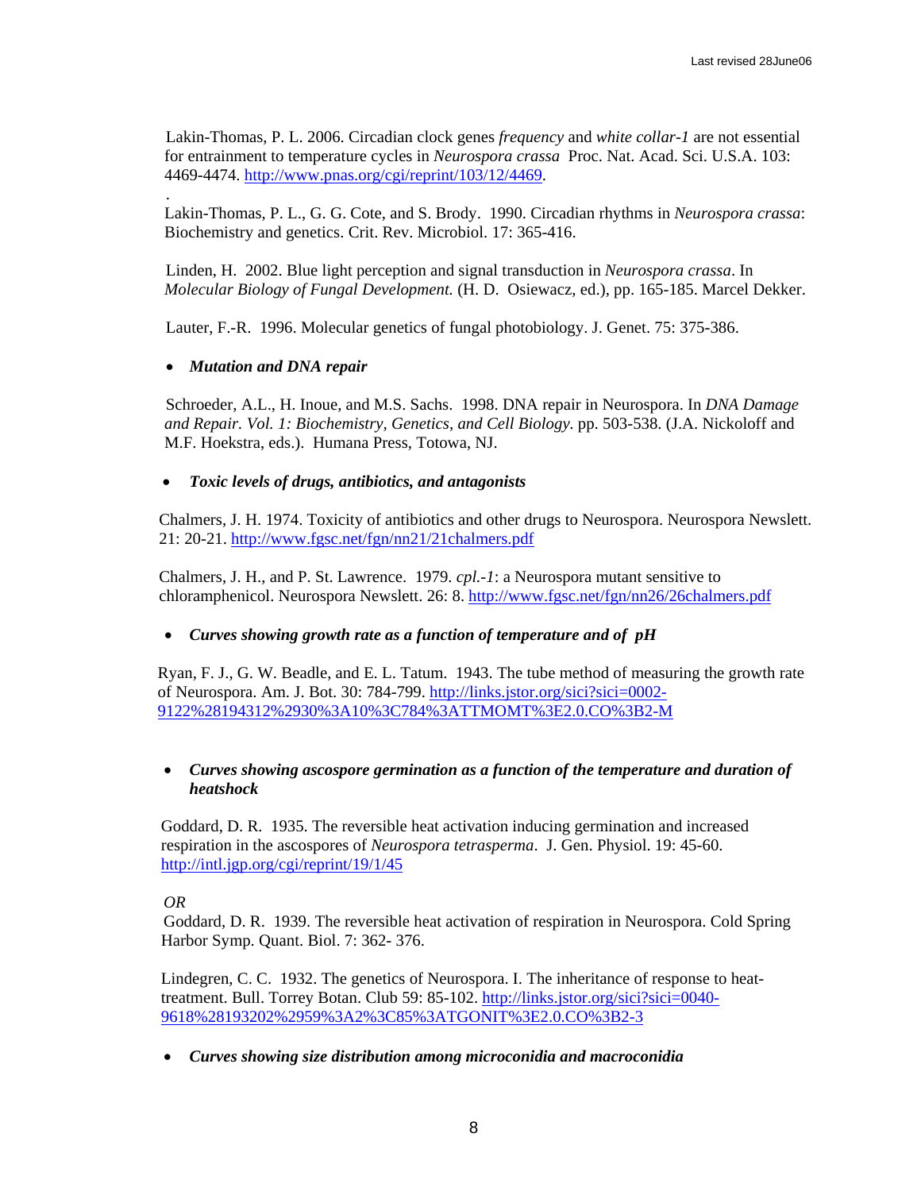Lakin-Thomas, P. L. 2006. Circadian clock genes *frequency* and *white collar-1* are not essential for entrainment to temperature cycles in *Neurospora crassa* Proc. Nat. Acad. Sci. U.S.A. 103: 4469-4474. http://www.pnas.org/cgi/reprint/103/12/4469.

Lakin-Thomas, P. L., G. G. Cote, and S. Brody. 1990. Circadian rhythms in *Neurospora crassa*: Biochemistry and genetics. Crit. Rev. Microbiol. 17: 365-416.

Linden, H. 2002. Blue light perception and signal transduction in *Neurospora crassa*. In *Molecular Biology of Fungal Development.* (H. D. Osiewacz, ed.), pp. 165-185. Marcel Dekker.

Lauter, F.-R. 1996. Molecular genetics of fungal photobiology. J. Genet. 75: 375-386.

- ***Mutation and DNA repair***

Schroeder, A.L., H. Inoue, and M.S. Sachs. 1998. DNA repair in Neurospora. In *DNA Damage and Repair. Vol. 1: Biochemistry, Genetics, and Cell Biology.* pp. 503-538. (J.A. Nickoloff and M.F. Hoekstra, eds.). Humana Press, Totowa, NJ.

- ***Toxic levels of drugs, antibiotics, and antagonists***

Chalmers, J. H. 1974. Toxicity of antibiotics and other drugs to Neurospora. Neurospora Newslett. 21: 20-21. http://www.fgsc.net/fgn/nn21/21chalmers.pdf

Chalmers, J. H., and P. St. Lawrence. 1979. *cpl.-1*: a Neurospora mutant sensitive to chloramphenicol. Neurospora Newslett. 26: 8. http://www.fgsc.net/fgn/nn26/26chalmers.pdf

- ***Curves showing growth rate as a function of temperature and of pH***

Ryan, F. J., G. W. Beadle, and E. L. Tatum. 1943. The tube method of measuring the growth rate of Neurospora. Am. J. Bot. 30: 784-799. http://links.jstor.org/sici?sici=0002-9122%28194312%2930%3A10%3C784%3ATTMOMT%3E2.0.CO%3B2-M

- ***Curves showing ascospore germination as a function of the temperature and duration of heatshock***

Goddard, D. R. 1935. The reversible heat activation inducing germination and increased respiration in the ascospores of *Neurospora tetrasperma*. J. Gen. Physiol. 19: 45-60. http://intl.jgp.org/cgi/reprint/19/1/45

*OR*

Goddard, D. R. 1939. The reversible heat activation of respiration in Neurospora. Cold Spring Harbor Symp. Quant. Biol. 7: 362- 376.

Lindegren, C. C. 1932. The genetics of Neurospora. I. The inheritance of response to heat-treatment. Bull. Torrey Botan. Club 59: 85-102. http://links.jstor.org/sici?sici=0040-9618%28193202%2959%3A2%3C85%3ATGONIT%3E2.0.CO%3B2-3

- ***Curves showing size distribution among microconidia and macroconidia***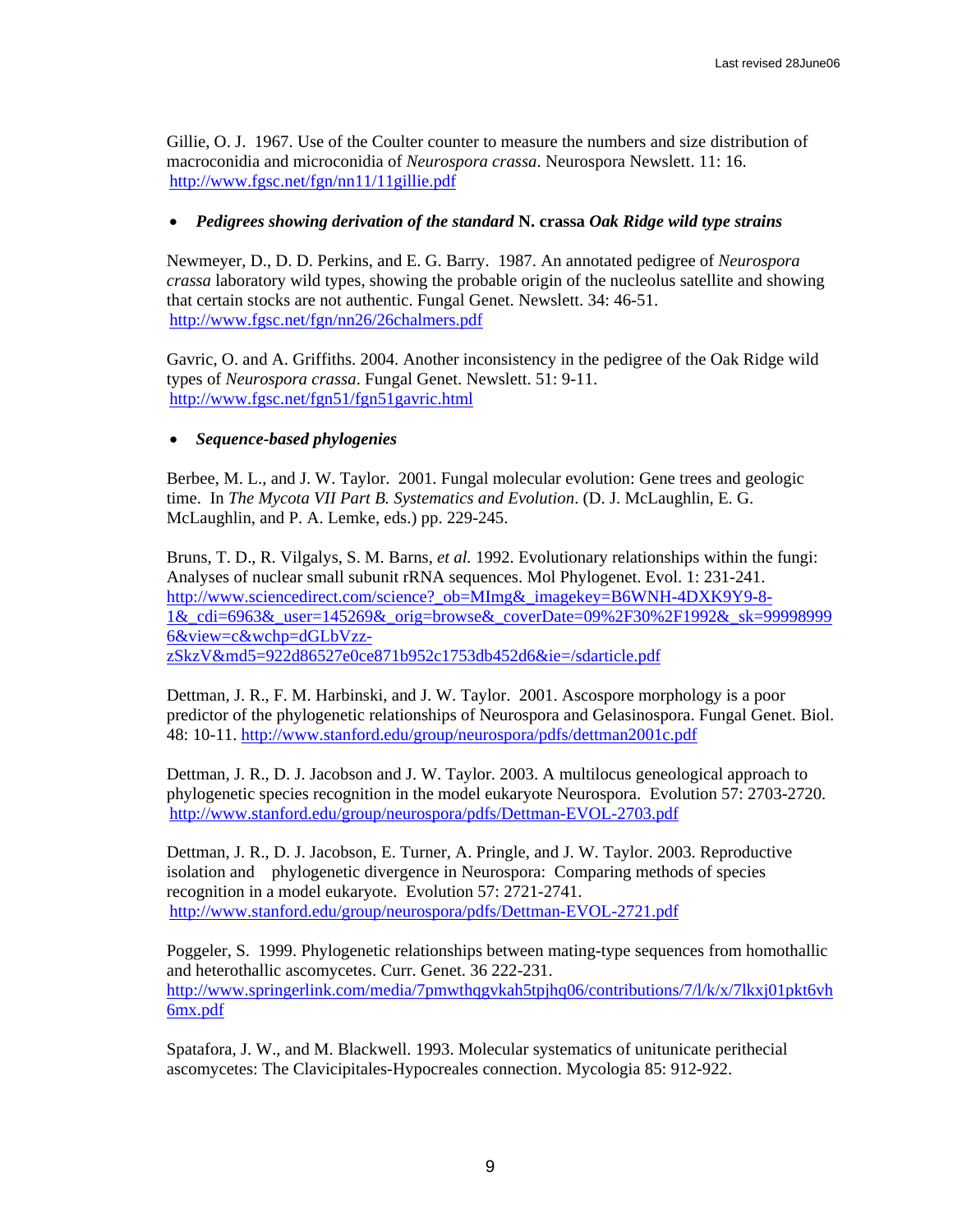Gillie, O. J. 1967. Use of the Coulter counter to measure the numbers and size distribution of macroconidia and microconidia of *Neurospora crassa*. Neurospora Newslett. 11: 16. http://www.fgsc.net/fgn/nn11/11gillie.pdf

- ***Pedigrees showing derivation of the standard* N. crassa *Oak Ridge wild type strains***

Newmeyer, D., D. D. Perkins, and E. G. Barry. 1987. An annotated pedigree of *Neurospora crassa* laboratory wild types, showing the probable origin of the nucleolus satellite and showing that certain stocks are not authentic. Fungal Genet. Newslett. 34: 46-51. http://www.fgsc.net/fgn/nn26/26chalmers.pdf

Gavric, O. and A. Griffiths. 2004. Another inconsistency in the pedigree of the Oak Ridge wild types of *Neurospora crassa*. Fungal Genet. Newslett. 51: 9-11. http://www.fgsc.net/fgn51/fgn51gavric.html

- ***Sequence-based phylogenies***

Berbee, M. L., and J. W. Taylor. 2001. Fungal molecular evolution: Gene trees and geologic time. In *The Mycota VII Part B. Systematics and Evolution*. (D. J. McLaughlin, E. G. McLaughlin, and P. A. Lemke, eds.) pp. 229-245.

Bruns, T. D., R. Vilgalys, S. M. Barns, *et al.* 1992. Evolutionary relationships within the fungi: Analyses of nuclear small subunit rRNA sequences. Mol Phylogenet. Evol. 1: 231-241. http://www.sciencedirect.com/science?_ob=MImg&_imagekey=B6WNH-4DXK9Y9-8-1&_cdi=6963&_user=145269&_orig=browse&_coverDate=09%2F30%2F1992&_sk=999989996&view=c&wchp=dGLbVzz-zSkzV&md5=922d86527e0ce871b952c1753db452d6&ie=/sdarticle.pdf

Dettman, J. R., F. M. Harbinski, and J. W. Taylor. 2001. Ascospore morphology is a poor predictor of the phylogenetic relationships of Neurospora and Gelasinospora. Fungal Genet. Biol. 48: 10-11. http://www.stanford.edu/group/neurospora/pdfs/dettman2001c.pdf

Dettman, J. R., D. J. Jacobson and J. W. Taylor. 2003. A multilocus geneological approach to phylogenetic species recognition in the model eukaryote Neurospora. Evolution 57: 2703-2720. http://www.stanford.edu/group/neurospora/pdfs/Dettman-EVOL-2703.pdf

Dettman, J. R., D. J. Jacobson, E. Turner, A. Pringle, and J. W. Taylor. 2003. Reproductive isolation and phylogenetic divergence in Neurospora: Comparing methods of species recognition in a model eukaryote. Evolution 57: 2721-2741. http://www.stanford.edu/group/neurospora/pdfs/Dettman-EVOL-2721.pdf

Poggeler, S. 1999. Phylogenetic relationships between mating-type sequences from homothallic and heterothallic ascomycetes. Curr. Genet. 36 222-231. http://www.springerlink.com/media/7pmwthqgvkah5tpjhq06/contributions/7/l/k/x/7lkxj01pkt6vh6mx.pdf

Spatafora, J. W., and M. Blackwell. 1993. Molecular systematics of unitunicate perithecial ascomycetes: The Clavicipitales-Hypocreales connection. Mycologia 85: 912-922.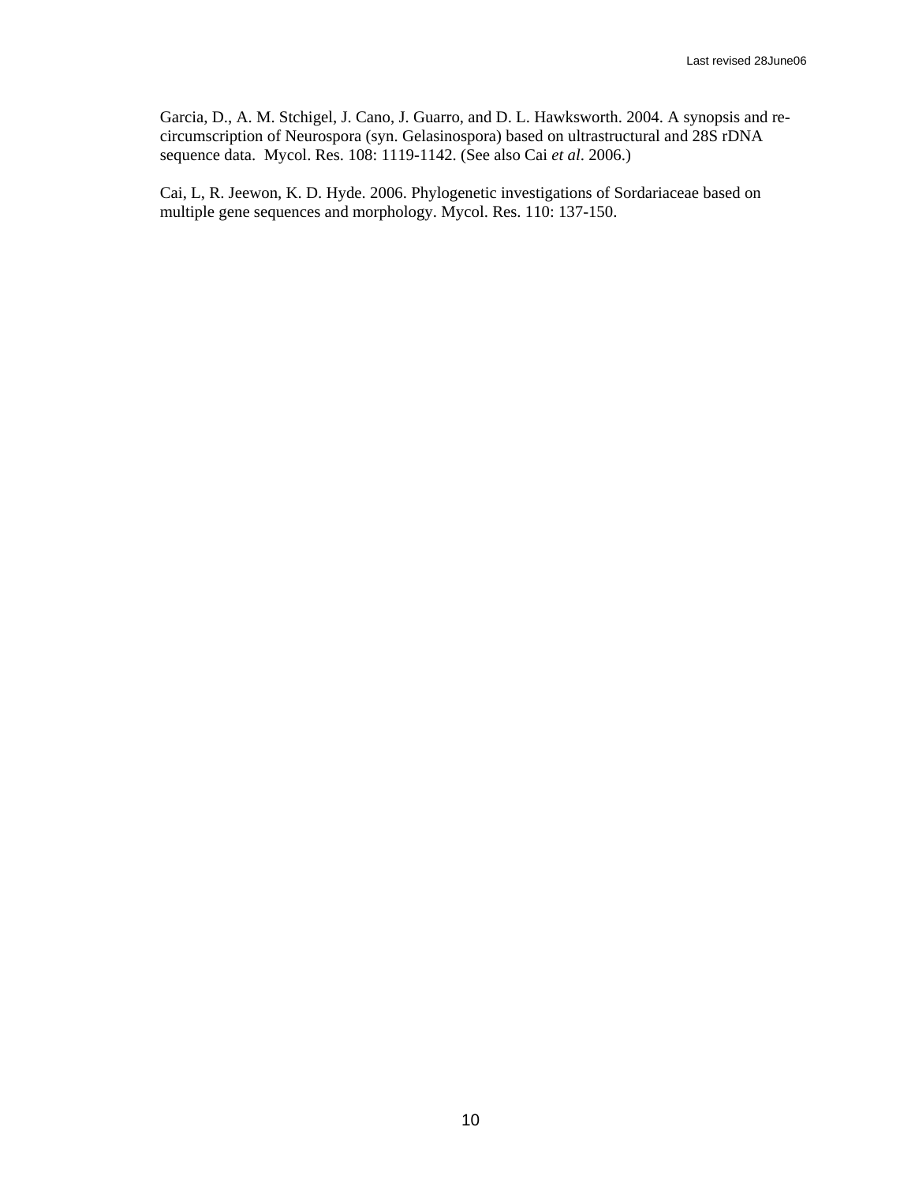Garcia, D., A. M. Stchigel, J. Cano, J. Guarro, and D. L. Hawksworth. 2004. A synopsis and re-circumscription of Neurospora (syn. Gelasinospora) based on ultrastructural and 28S rDNA sequence data. Mycol. Res. 108: 1119-1142. (See also Cai *et al*. 2006.)

Cai, L, R. Jeewon, K. D. Hyde. 2006. Phylogenetic investigations of Sordariaceae based on multiple gene sequences and morphology. Mycol. Res. 110: 137-150.